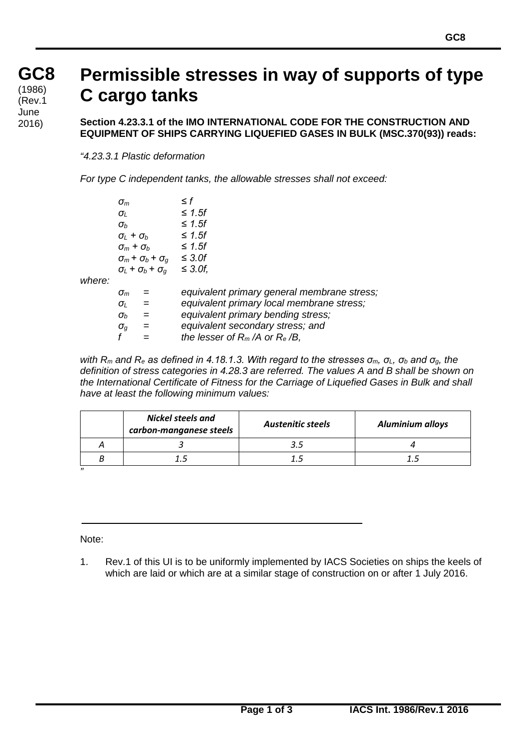# GC8 (1986) (Rev.1 June 2016)

# Permissible stresses in way of supports of type C cargo tanks

**Section 4.23.3.1 of the IMO INTERNATIONAL CODE FOR THE CONSTRUCTION AND EQUIPMENT OF SHIPS CARRYING LIQUEFIED GASES IN BULK (MSC.370(93)) reads:**

*"4.23.3.1 Plastic deformation*

*For type C independent tanks, the allowable stresses shall not exceed:*

$$\sigma_m \leq f$$
$$\sigma_L \leq 1.5f$$
$$\sigma_b \leq 1.5f$$
$$\sigma_L + \sigma_b \leq 1.5f$$
$$\sigma_m + \sigma_b \leq 1.5f$$
$$\sigma_m + \sigma_b + \sigma_g \leq 3.0f$$
$$\sigma_L + \sigma_b + \sigma_g \leq 3.0f,$$

*where:*

$\sigma_m$ = *equivalent primary general membrane stress;*
$\sigma_L$ = *equivalent primary local membrane stress;*
$\sigma_b$ = *equivalent primary bending stress;*
$\sigma_g$ = *equivalent secondary stress; and*
$f$ = *the lesser of $R_m$ /A or $R_e$ /B,*

*with $R_m$ and $R_e$ as defined in 4.18.1.3. With regard to the stresses $\sigma_m$, $\sigma_L$, $\sigma_b$ and $\sigma_g$, the definition of stress categories in 4.28.3 are referred. The values A and B shall be shown on the International Certificate of Fitness for the Carriage of Liquefied Gases in Bulk and shall have at least the following minimum values:*

| | *Nickel steels and carbon-manganese steels* | *Austenitic steels* | *Aluminium alloys* |
|---|---|---|---|
| *A* | *3* | *3.5* | *4* |
| *B* | *1.5* | *1.5* | *1.5* |

*"*

---

Note:

1. Rev.1 of this UI is to be uniformly implemented by IACS Societies on ships the keels of which are laid or which are at a similar stage of construction on or after 1 July 2016.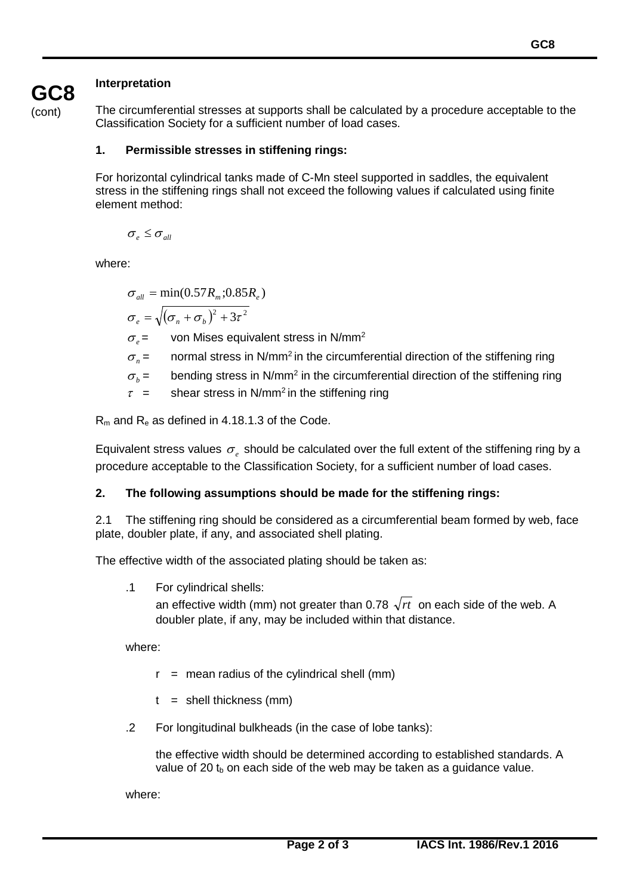**Interpretation**

The circumferential stresses at supports shall be calculated by a procedure acceptable to the Classification Society for a sufficient number of load cases.

**1. Permissible stresses in stiffening rings:**

For horizontal cylindrical tanks made of C-Mn steel supported in saddles, the equivalent stress in the stiffening rings shall not exceed the following values if calculated using finite element method:

$$\sigma_e \leq \sigma_{all}$$

where:

$$\sigma_{all} = \min(0.57R_m; 0.85R_e)$$

$$\sigma_e = \sqrt{(\sigma_n + \sigma_b)^2 + 3\tau^2}$$

$\sigma_e$ = von Mises equivalent stress in N/mm$^2$

$\sigma_n$ = normal stress in N/mm$^2$ in the circumferential direction of the stiffening ring

$\sigma_b$ = bending stress in N/mm$^2$ in the circumferential direction of the stiffening ring

$\tau$ = shear stress in N/mm$^2$ in the stiffening ring

$R_m$ and $R_e$ as defined in 4.18.1.3 of the Code.

Equivalent stress values $\sigma_e$ should be calculated over the full extent of the stiffening ring by a procedure acceptable to the Classification Society, for a sufficient number of load cases.

**2. The following assumptions should be made for the stiffening rings:**

2.1 The stiffening ring should be considered as a circumferential beam formed by web, face plate, doubler plate, if any, and associated shell plating.

The effective width of the associated plating should be taken as:

.1 For cylindrical shells:
an effective width (mm) not greater than 0.78 $\sqrt{rt}$ on each side of the web. A doubler plate, if any, may be included within that distance.

where:

$r$ = mean radius of the cylindrical shell (mm)

$t$ = shell thickness (mm)

.2 For longitudinal bulkheads (in the case of lobe tanks):

the effective width should be determined according to established standards. A value of 20 $t_b$ on each side of the web may be taken as a guidance value.

where: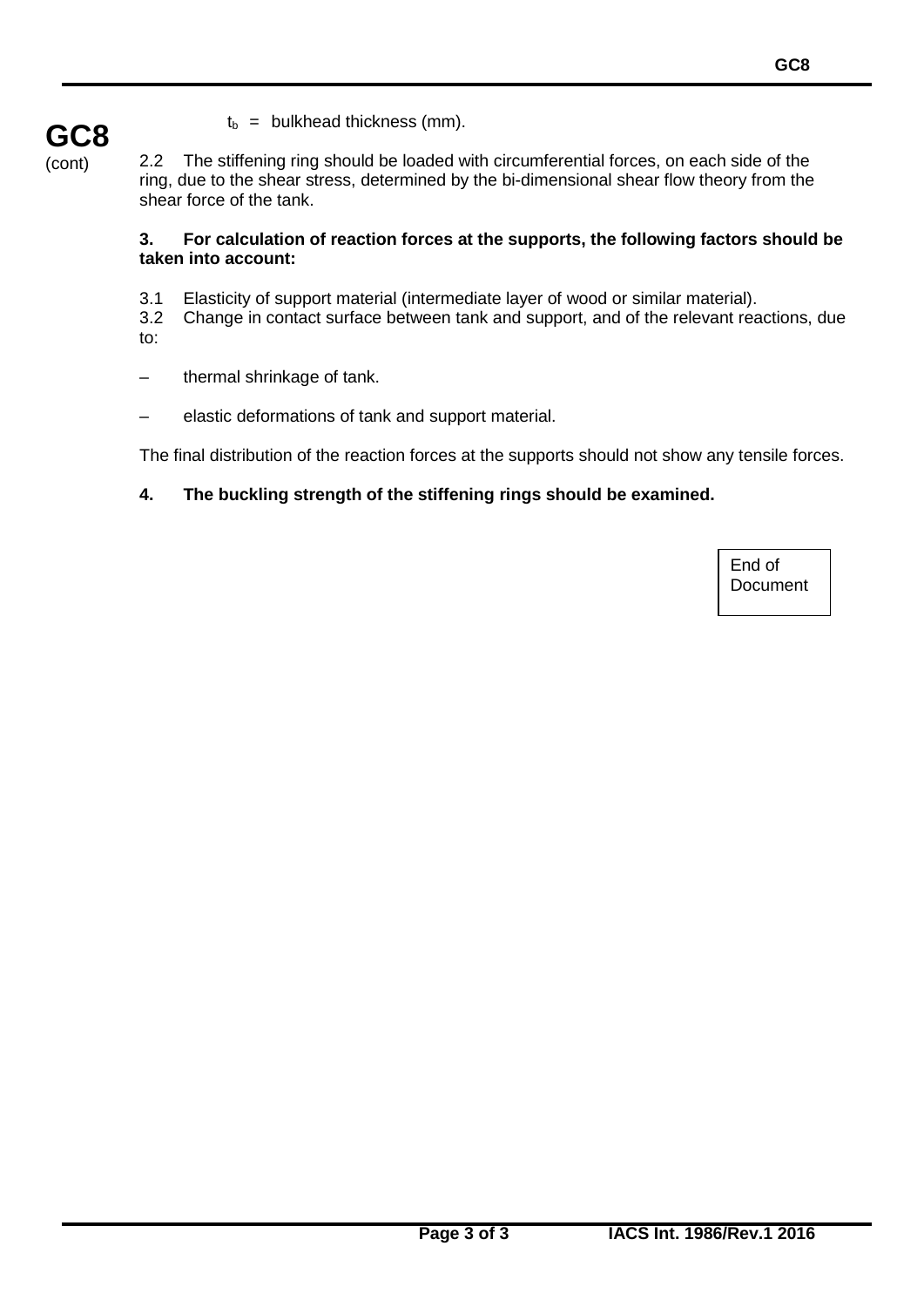$t_b$ = bulkhead thickness (mm).

2.2 The stiffening ring should be loaded with circumferential forces, on each side of the ring, due to the shear stress, determined by the bi-dimensional shear flow theory from the shear force of the tank.

**3. For calculation of reaction forces at the supports, the following factors should be taken into account:**

3.1 Elasticity of support material (intermediate layer of wood or similar material).

3.2 Change in contact surface between tank and support, and of the relevant reactions, due to:

- thermal shrinkage of tank.
- elastic deformations of tank and support material.

The final distribution of the reaction forces at the supports should not show any tensile forces.

**4. The buckling strength of the stiffening rings should be examined.**

End of Document